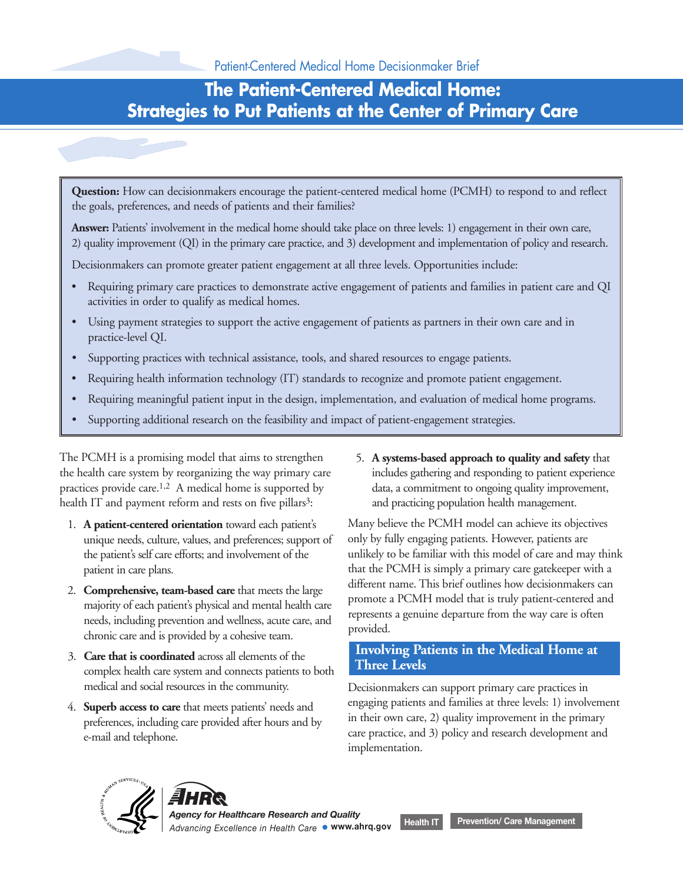Patient-Centered Medical Home Decisionmaker Brief

# The Patient-Centered Medical Home: Strategies to Put Patients at the Center of Primary Care

**Question:** How can decisionmakers encourage the patient-centered medical home (PCMH) to respond to and reflect the goals, preferences, and needs of patients and their families?

**Answer:** Patients' involvement in the medical home should take place on three levels: 1) engagement in their own care, 2) quality improvement (QI) in the primary care practice, and 3) development and implementation of policy and research.

Decisionmakers can promote greater patient engagement at all three levels. Opportunities include:

- Requiring primary care practices to demonstrate active engagement of patients and families in patient care and QI activities in order to qualify as medical homes.
- Using payment strategies to support the active engagement of patients as partners in their own care and in practice-level QI.
- Supporting practices with technical assistance, tools, and shared resources to engage patients.
- Requiring health information technology (IT) standards to recognize and promote patient engagement.
- Requiring meaningful patient input in the design, implementation, and evaluation of medical home programs.
- Supporting additional research on the feasibility and impact of patient-engagement strategies.

The PCMH is a promising model that aims to strengthen the health care system by reorganizing the way primary care practices provide care.[1,2] A medical home is supported by health IT and payment reform and rests on five pillars[3]:

1. **A patient-centered orientation** toward each patient's unique needs, culture, values, and preferences; support of the patient's self care efforts; and involvement of the patient in care plans.
2. **Comprehensive, team-based care** that meets the large majority of each patient's physical and mental health care needs, including prevention and wellness, acute care, and chronic care and is provided by a cohesive team.
3. **Care that is coordinated** across all elements of the complex health care system and connects patients to both medical and social resources in the community.
4. **Superb access to care** that meets patients' needs and preferences, including care provided after hours and by e-mail and telephone.
5. **A systems-based approach to quality and safety** that includes gathering and responding to patient experience data, a commitment to ongoing quality improvement, and practicing population health management.

Many believe the PCMH model can achieve its objectives only by fully engaging patients. However, patients are unlikely to be familiar with this model of care and may think that the PCMH is simply a primary care gatekeeper with a different name. This brief outlines how decisionmakers can promote a PCMH model that is truly patient-centered and represents a genuine departure from the way care is often provided.

## Involving Patients in the Medical Home at Three Levels

Decisionmakers can support primary care practices in engaging patients and families at three levels: 1) involvement in their own care, 2) quality improvement in the primary care practice, and 3) policy and research development and implementation.

AHRQ Agency for Healthcare Research and Quality
*Advancing Excellence in Health Care* • www.ahrq.gov

Health IT | Prevention/ Care Management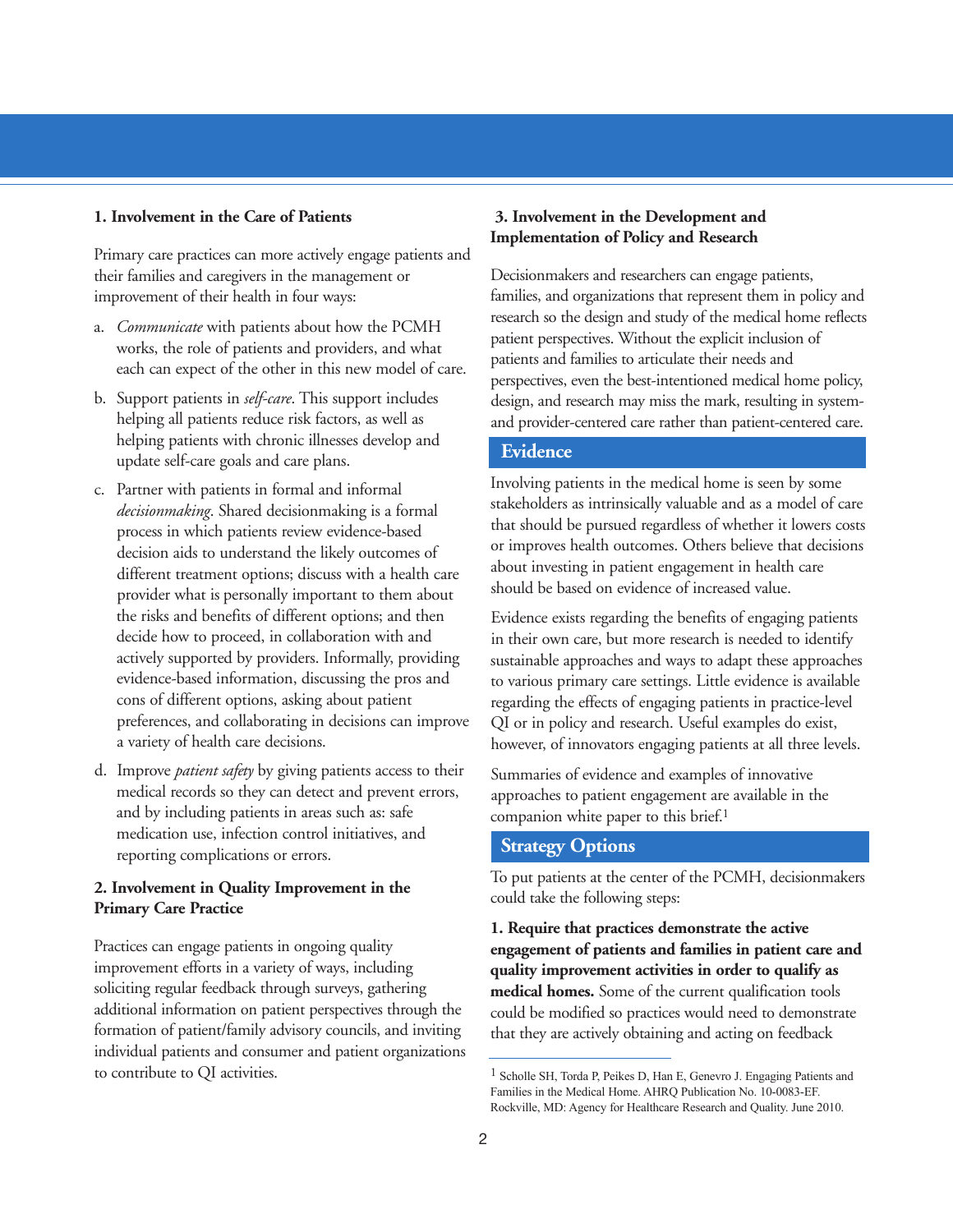**1. Involvement in the Care of Patients**

Primary care practices can more actively engage patients and their families and caregivers in the management or improvement of their health in four ways:

a. *Communicate* with patients about how the PCMH works, the role of patients and providers, and what each can expect of the other in this new model of care.

b. Support patients in *self-care*. This support includes helping all patients reduce risk factors, as well as helping patients with chronic illnesses develop and update self-care goals and care plans.

c. Partner with patients in formal and informal *decisionmaking*. Shared decisionmaking is a formal process in which patients review evidence-based decision aids to understand the likely outcomes of different treatment options; discuss with a health care provider what is personally important to them about the risks and benefits of different options; and then decide how to proceed, in collaboration with and actively supported by providers. Informally, providing evidence-based information, discussing the pros and cons of different options, asking about patient preferences, and collaborating in decisions can improve a variety of health care decisions.

d. Improve *patient safety* by giving patients access to their medical records so they can detect and prevent errors, and by including patients in areas such as: safe medication use, infection control initiatives, and reporting complications or errors.

**2. Involvement in Quality Improvement in the Primary Care Practice**

Practices can engage patients in ongoing quality improvement efforts in a variety of ways, including soliciting regular feedback through surveys, gathering additional information on patient perspectives through the formation of patient/family advisory councils, and inviting individual patients and consumer and patient organizations to contribute to QI activities.

**3. Involvement in the Development and Implementation of Policy and Research**

Decisionmakers and researchers can engage patients, families, and organizations that represent them in policy and research so the design and study of the medical home reflects patient perspectives. Without the explicit inclusion of patients and families to articulate their needs and perspectives, even the best-intentioned medical home policy, design, and research may miss the mark, resulting in system- and provider-centered care rather than patient-centered care.

## Evidence

Involving patients in the medical home is seen by some stakeholders as intrinsically valuable and as a model of care that should be pursued regardless of whether it lowers costs or improves health outcomes. Others believe that decisions about investing in patient engagement in health care should be based on evidence of increased value.

Evidence exists regarding the benefits of engaging patients in their own care, but more research is needed to identify sustainable approaches and ways to adapt these approaches to various primary care settings. Little evidence is available regarding the effects of engaging patients in practice-level QI or in policy and research. Useful examples do exist, however, of innovators engaging patients at all three levels.

Summaries of evidence and examples of innovative approaches to patient engagement are available in the companion white paper to this brief.[1]

## Strategy Options

To put patients at the center of the PCMH, decisionmakers could take the following steps:

**1. Require that practices demonstrate the active engagement of patients and families in patient care and quality improvement activities in order to qualify as medical homes.** Some of the current qualification tools could be modified so practices would need to demonstrate that they are actively obtaining and acting on feedback

[1] Scholle SH, Torda P, Peikes D, Han E, Genevro J. Engaging Patients and Families in the Medical Home. AHRQ Publication No. 10-0083-EF. Rockville, MD: Agency for Healthcare Research and Quality. June 2010.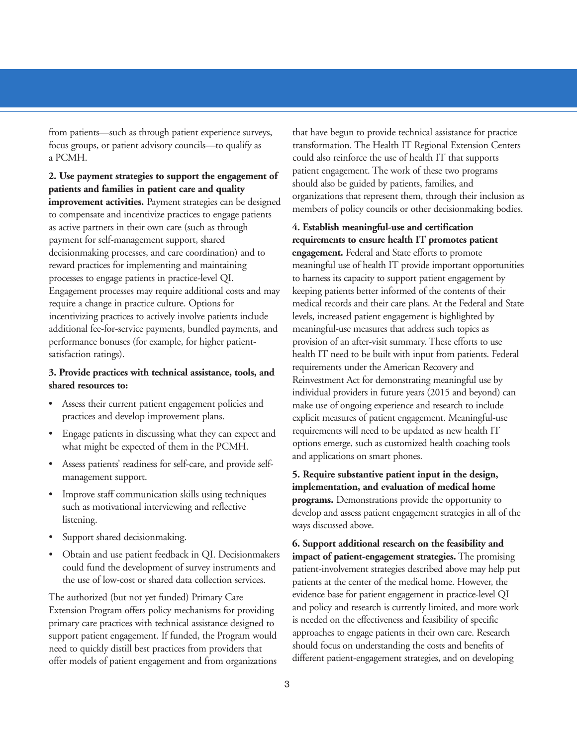from patients—such as through patient experience surveys, focus groups, or patient advisory councils—to qualify as a PCMH.

**2. Use payment strategies to support the engagement of patients and families in patient care and quality improvement activities.** Payment strategies can be designed to compensate and incentivize practices to engage patients as active partners in their own care (such as through payment for self-management support, shared decisionmaking processes, and care coordination) and to reward practices for implementing and maintaining processes to engage patients in practice-level QI. Engagement processes may require additional costs and may require a change in practice culture. Options for incentivizing practices to actively involve patients include additional fee-for-service payments, bundled payments, and performance bonuses (for example, for higher patient-satisfaction ratings).

**3. Provide practices with technical assistance, tools, and shared resources to:**

- Assess their current patient engagement policies and practices and develop improvement plans.
- Engage patients in discussing what they can expect and what might be expected of them in the PCMH.
- Assess patients' readiness for self-care, and provide self-management support.
- Improve staff communication skills using techniques such as motivational interviewing and reflective listening.
- Support shared decisionmaking.
- Obtain and use patient feedback in QI. Decisionmakers could fund the development of survey instruments and the use of low-cost or shared data collection services.

The authorized (but not yet funded) Primary Care Extension Program offers policy mechanisms for providing primary care practices with technical assistance designed to support patient engagement. If funded, the Program would need to quickly distill best practices from providers that offer models of patient engagement and from organizations that have begun to provide technical assistance for practice transformation. The Health IT Regional Extension Centers could also reinforce the use of health IT that supports patient engagement. The work of these two programs should also be guided by patients, families, and organizations that represent them, through their inclusion as members of policy councils or other decisionmaking bodies.

**4. Establish meaningful-use and certification requirements to ensure health IT promotes patient engagement.** Federal and State efforts to promote meaningful use of health IT provide important opportunities to harness its capacity to support patient engagement by keeping patients better informed of the contents of their medical records and their care plans. At the Federal and State levels, increased patient engagement is highlighted by meaningful-use measures that address such topics as provision of an after-visit summary. These efforts to use health IT need to be built with input from patients. Federal requirements under the American Recovery and Reinvestment Act for demonstrating meaningful use by individual providers in future years (2015 and beyond) can make use of ongoing experience and research to include explicit measures of patient engagement. Meaningful-use requirements will need to be updated as new health IT options emerge, such as customized health coaching tools and applications on smart phones.

**5. Require substantive patient input in the design, implementation, and evaluation of medical home programs.** Demonstrations provide the opportunity to develop and assess patient engagement strategies in all of the ways discussed above.

**6. Support additional research on the feasibility and impact of patient-engagement strategies.** The promising patient-involvement strategies described above may help put patients at the center of the medical home. However, the evidence base for patient engagement in practice-level QI and policy and research is currently limited, and more work is needed on the effectiveness and feasibility of specific approaches to engage patients in their own care. Research should focus on understanding the costs and benefits of different patient-engagement strategies, and on developing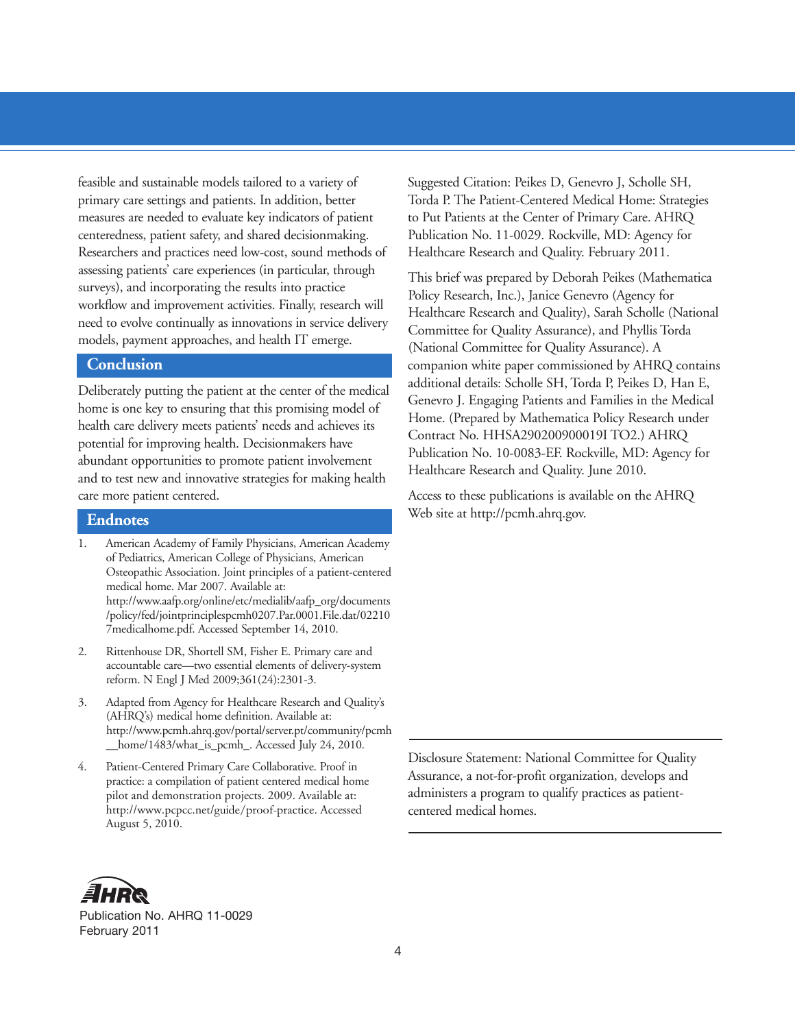feasible and sustainable models tailored to a variety of primary care settings and patients. In addition, better measures are needed to evaluate key indicators of patient centeredness, patient safety, and shared decisionmaking. Researchers and practices need low-cost, sound methods of assessing patients' care experiences (in particular, through surveys), and incorporating the results into practice workflow and improvement activities. Finally, research will need to evolve continually as innovations in service delivery models, payment approaches, and health IT emerge.

## Conclusion

Deliberately putting the patient at the center of the medical home is one key to ensuring that this promising model of health care delivery meets patients' needs and achieves its potential for improving health. Decisionmakers have abundant opportunities to promote patient involvement and to test new and innovative strategies for making health care more patient centered.

## Endnotes

1. American Academy of Family Physicians, American Academy of Pediatrics, American College of Physicians, American Osteopathic Association. Joint principles of a patient-centered medical home. Mar 2007. Available at: http://www.aafp.org/online/etc/medialib/aafp_org/documents/policy/fed/jointprinciplespcmh0207.Par.0001.File.dat/022107medicalhome.pdf. Accessed September 14, 2010.

2. Rittenhouse DR, Shortell SM, Fisher E. Primary care and accountable care—two essential elements of delivery-system reform. N Engl J Med 2009;361(24):2301-3.

3. Adapted from Agency for Healthcare Research and Quality's (AHRQ's) medical home definition. Available at: http://www.pcmh.ahrq.gov/portal/server.pt/community/pcmh__home/1483/what_is_pcmh_. Accessed July 24, 2010.

4. Patient-Centered Primary Care Collaborative. Proof in practice: a compilation of patient centered medical home pilot and demonstration projects. 2009. Available at: http://www.pcpcc.net/guide/proof-practice. Accessed August 5, 2010.

Suggested Citation: Peikes D, Genevro J, Scholle SH, Torda P. The Patient-Centered Medical Home: Strategies to Put Patients at the Center of Primary Care. AHRQ Publication No. 11-0029. Rockville, MD: Agency for Healthcare Research and Quality. February 2011.

This brief was prepared by Deborah Peikes (Mathematica Policy Research, Inc.), Janice Genevro (Agency for Healthcare Research and Quality), Sarah Scholle (National Committee for Quality Assurance), and Phyllis Torda (National Committee for Quality Assurance). A companion white paper commissioned by AHRQ contains additional details: Scholle SH, Torda P, Peikes D, Han E, Genevro J. Engaging Patients and Families in the Medical Home. (Prepared by Mathematica Policy Research under Contract No. HHSA290200900019I TO2.) AHRQ Publication No. 10-0083-EF. Rockville, MD: Agency for Healthcare Research and Quality. June 2010.

Access to these publications is available on the AHRQ Web site at http://pcmh.ahrq.gov.

Disclosure Statement: National Committee for Quality Assurance, a not-for-profit organization, develops and administers a program to qualify practices as patient-centered medical homes.

AHRQ

Publication No. AHRQ 11-0029
February 2011